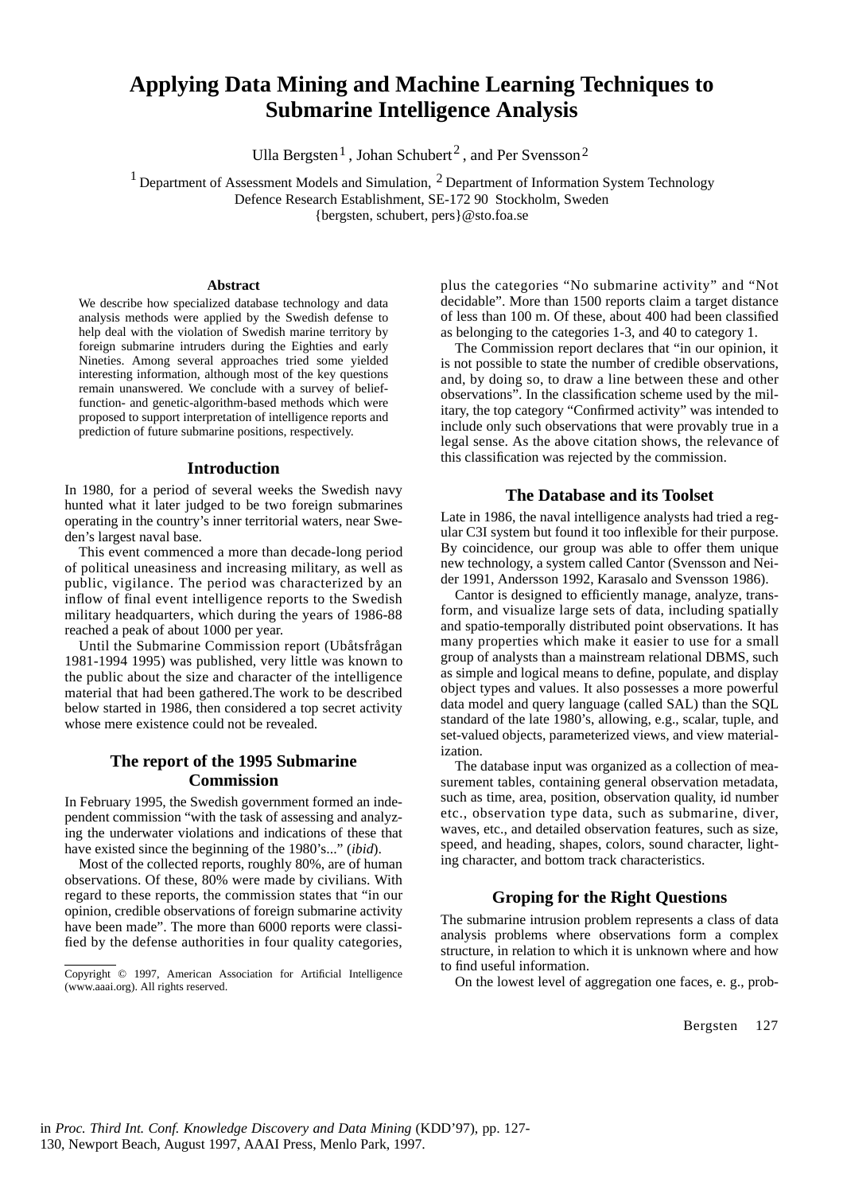# Applying Data Mining and Machine Learning Techniques to Submarine Intelligence Analysis

Ulla Bergsten[1], Johan Schubert[2], and Per Svensson[2]

[1] Department of Assessment Models and Simulation, [2] Department of Information System Technology
Defence Research Establishment, SE-172 90 Stockholm, Sweden
{bergsten, schubert, pers}@sto.foa.se

### Abstract

We describe how specialized database technology and data analysis methods were applied by the Swedish defense to help deal with the violation of Swedish marine territory by foreign submarine intruders during the Eighties and early Nineties. Among several approaches tried some yielded interesting information, although most of the key questions remain unanswered. We conclude with a survey of belief-function- and genetic-algorithm-based methods which were proposed to support interpretation of intelligence reports and prediction of future submarine positions, respectively.

## Introduction

In 1980, for a period of several weeks the Swedish navy hunted what it later judged to be two foreign submarines operating in the country's inner territorial waters, near Sweden's largest naval base.

This event commenced a more than decade-long period of political uneasiness and increasing military, as well as public, vigilance. The period was characterized by an inflow of final event intelligence reports to the Swedish military headquarters, which during the years of 1986-88 reached a peak of about 1000 per year.

Until the Submarine Commission report (Ubåtsfrågan 1981-1994 1995) was published, very little was known to the public about the size and character of the intelligence material that had been gathered.The work to be described below started in 1986, then considered a top secret activity whose mere existence could not be revealed.

## The report of the 1995 Submarine Commission

In February 1995, the Swedish government formed an independent commission "with the task of assessing and analyzing the underwater violations and indications of these that have existed since the beginning of the 1980's..." (*ibid*).

Most of the collected reports, roughly 80%, are of human observations. Of these, 80% were made by civilians. With regard to these reports, the commission states that "in our opinion, credible observations of foreign submarine activity have been made". The more than 6000 reports were classified by the defense authorities in four quality categories, plus the categories "No submarine activity" and "Not decidable". More than 1500 reports claim a target distance of less than 100 m. Of these, about 400 had been classified as belonging to the categories 1-3, and 40 to category 1.

The Commission report declares that "in our opinion, it is not possible to state the number of credible observations, and, by doing so, to draw a line between these and other observations". In the classification scheme used by the military, the top category "Confirmed activity" was intended to include only such observations that were provably true in a legal sense. As the above citation shows, the relevance of this classification was rejected by the commission.

## The Database and its Toolset

Late in 1986, the naval intelligence analysts had tried a regular C3I system but found it too inflexible for their purpose. By coincidence, our group was able to offer them unique new technology, a system called Cantor (Svensson and Neider 1991, Andersson 1992, Karasalo and Svensson 1986).

Cantor is designed to efficiently manage, analyze, transform, and visualize large sets of data, including spatially and spatio-temporally distributed point observations. It has many properties which make it easier to use for a small group of analysts than a mainstream relational DBMS, such as simple and logical means to define, populate, and display object types and values. It also possesses a more powerful data model and query language (called SAL) than the SQL standard of the late 1980's, allowing, e.g., scalar, tuple, and set-valued objects, parameterized views, and view materialization.

The database input was organized as a collection of measurement tables, containing general observation metadata, such as time, area, position, observation quality, id number etc., observation type data, such as submarine, diver, waves, etc., and detailed observation features, such as size, speed, and heading, shapes, colors, sound character, lighting character, and bottom track characteristics.

## Groping for the Right Questions

The submarine intrusion problem represents a class of data analysis problems where observations form a complex structure, in relation to which it is unknown where and how to find useful information.

On the lowest level of aggregation one faces, e. g., prob-

Copyright © 1997, American Association for Artificial Intelligence (www.aaai.org). All rights reserved.

in *Proc. Third Int. Conf. Knowledge Discovery and Data Mining* (KDD'97), pp. 127-130, Newport Beach, August 1997, AAAI Press, Menlo Park, 1997.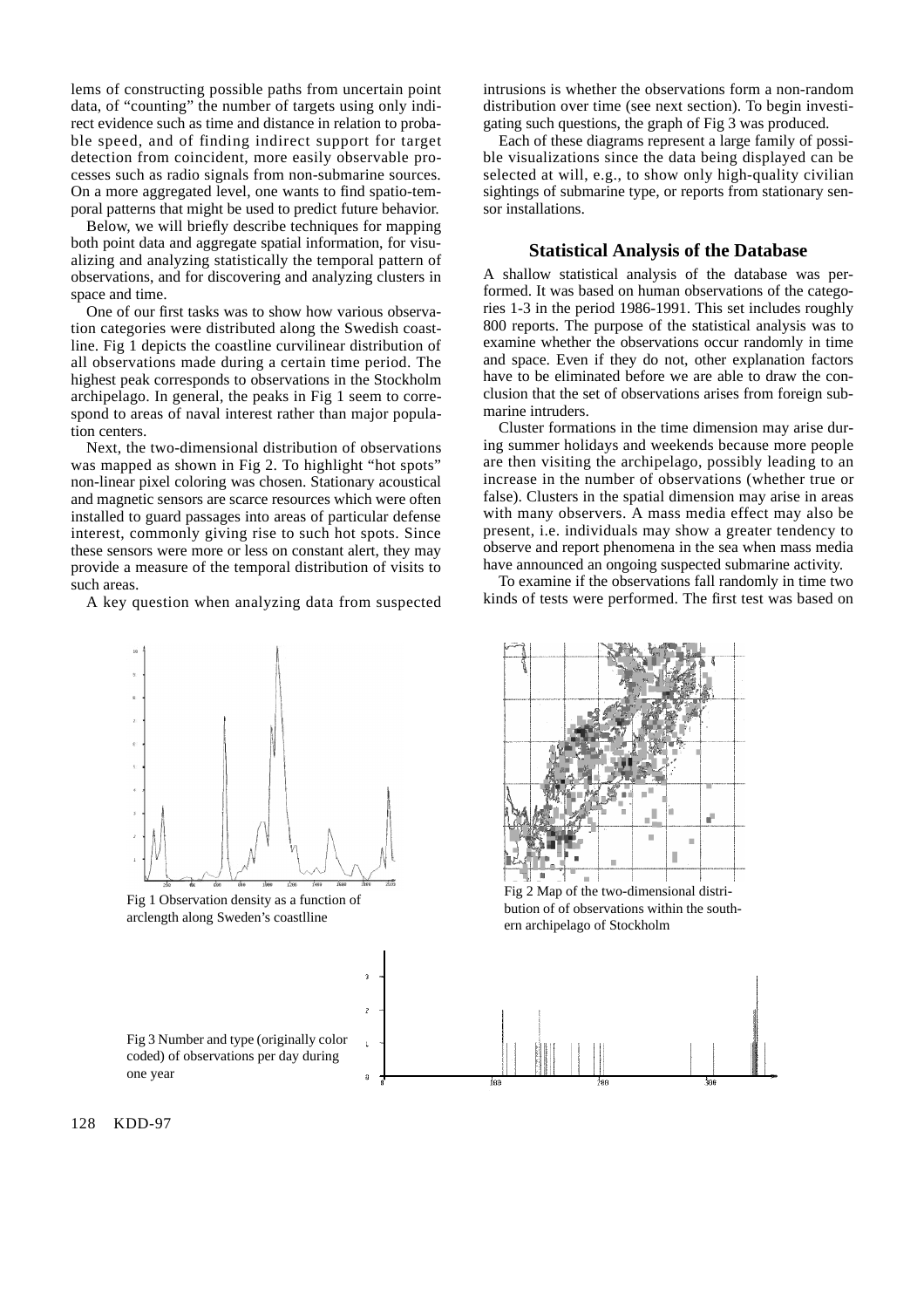lems of constructing possible paths from uncertain point data, of "counting" the number of targets using only indirect evidence such as time and distance in relation to probable speed, and of finding indirect support for target detection from coincident, more easily observable processes such as radio signals from non-submarine sources. On a more aggregated level, one wants to find spatio-temporal patterns that might be used to predict future behavior.

Below, we will briefly describe techniques for mapping both point data and aggregate spatial information, for visualizing and analyzing statistically the temporal pattern of observations, and for discovering and analyzing clusters in space and time.

One of our first tasks was to show how various observation categories were distributed along the Swedish coastline. Fig 1 depicts the coastline curvilinear distribution of all observations made during a certain time period. The highest peak corresponds to observations in the Stockholm archipelago. In general, the peaks in Fig 1 seem to correspond to areas of naval interest rather than major population centers.

Next, the two-dimensional distribution of observations was mapped as shown in Fig 2. To highlight "hot spots" non-linear pixel coloring was chosen. Stationary acoustical and magnetic sensors are scarce resources which were often installed to guard passages into areas of particular defense interest, commonly giving rise to such hot spots. Since these sensors were more or less on constant alert, they may provide a measure of the temporal distribution of visits to such areas.

A key question when analyzing data from suspected intrusions is whether the observations form a non-random distribution over time (see next section). To begin investigating such questions, the graph of Fig 3 was produced.

Each of these diagrams represent a large family of possible visualizations since the data being displayed can be selected at will, e.g., to show only high-quality civilian sightings of submarine type, or reports from stationary sensor installations.

## Statistical Analysis of the Database

A shallow statistical analysis of the database was performed. It was based on human observations of the categories 1-3 in the period 1986-1991. This set includes roughly 800 reports. The purpose of the statistical analysis was to examine whether the observations occur randomly in time and space. Even if they do not, other explanation factors have to be eliminated before we are able to draw the conclusion that the set of observations arises from foreign submarine intruders.

Cluster formations in the time dimension may arise during summer holidays and weekends because more people are then visiting the archipelago, possibly leading to an increase in the number of observations (whether true or false). Clusters in the spatial dimension may arise in areas with many observers. A mass media effect may also be present, i.e. individuals may show a greater tendency to observe and report phenomena in the sea when mass media have announced an ongoing suspected submarine activity.

To examine if the observations fall randomly in time two kinds of tests were performed. The first test was based on

Fig 1 Observation density as a function of arclength along Sweden's coastlline

Fig 2 Map of the two-dimensional distribution of of observations within the southern archipelago of Stockholm

Fig 3 Number and type (originally color coded) of observations per day during one year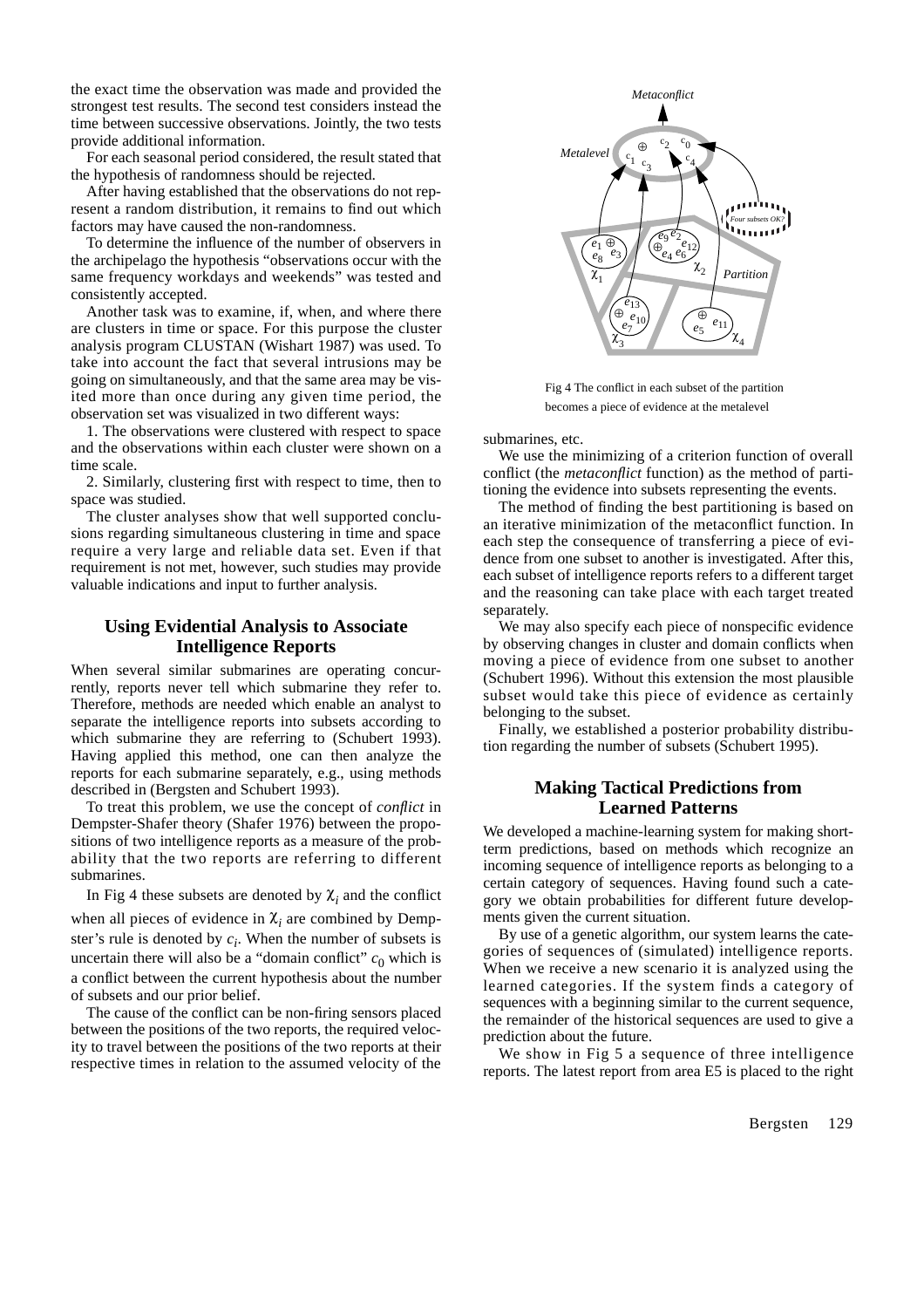the exact time the observation was made and provided the strongest test results. The second test considers instead the time between successive observations. Jointly, the two tests provide additional information.

For each seasonal period considered, the result stated that the hypothesis of randomness should be rejected.

After having established that the observations do not represent a random distribution, it remains to find out which factors may have caused the non-randomness.

To determine the influence of the number of observers in the archipelago the hypothesis "observations occur with the same frequency workdays and weekends" was tested and consistently accepted.

Another task was to examine, if, when, and where there are clusters in time or space. For this purpose the cluster analysis program CLUSTAN (Wishart 1987) was used. To take into account the fact that several intrusions may be going on simultaneously, and that the same area may be visited more than once during any given time period, the observation set was visualized in two different ways:

1. The observations were clustered with respect to space and the observations within each cluster were shown on a time scale.

2. Similarly, clustering first with respect to time, then to space was studied.

The cluster analyses show that well supported conclusions regarding simultaneous clustering in time and space require a very large and reliable data set. Even if that requirement is not met, however, such studies may provide valuable indications and input to further analysis.

## Using Evidential Analysis to Associate Intelligence Reports

When several similar submarines are operating concurrently, reports never tell which submarine they refer to. Therefore, methods are needed which enable an analyst to separate the intelligence reports into subsets according to which submarine they are referring to (Schubert 1993). Having applied this method, one can then analyze the reports for each submarine separately, e.g., using methods described in (Bergsten and Schubert 1993).

To treat this problem, we use the concept of *conflict* in Dempster-Shafer theory (Shafer 1976) between the propositions of two intelligence reports as a measure of the probability that the two reports are referring to different submarines.

In Fig 4 these subsets are denoted by $\chi_i$ and the conflict when all pieces of evidence in $\chi_i$ are combined by Dempster's rule is denoted by $c_i$. When the number of subsets is uncertain there will also be a "domain conflict" $c_0$ which is a conflict between the current hypothesis about the number of subsets and our prior belief.

The cause of the conflict can be non-firing sensors placed between the positions of the two reports, the required velocity to travel between the positions of the two reports at their respective times in relation to the assumed velocity of the submarines, etc.

Fig 4 The conflict in each subset of the partition becomes a piece of evidence at the metalevel

We use the minimizing of a criterion function of overall conflict (the *metaconflict* function) as the method of partitioning the evidence into subsets representing the events.

The method of finding the best partitioning is based on an iterative minimization of the metaconflict function. In each step the consequence of transferring a piece of evidence from one subset to another is investigated. After this, each subset of intelligence reports refers to a different target and the reasoning can take place with each target treated separately.

We may also specify each piece of nonspecific evidence by observing changes in cluster and domain conflicts when moving a piece of evidence from one subset to another (Schubert 1996). Without this extension the most plausible subset would take this piece of evidence as certainly belonging to the subset.

Finally, we established a posterior probability distribution regarding the number of subsets (Schubert 1995).

## Making Tactical Predictions from Learned Patterns

We developed a machine-learning system for making short-term predictions, based on methods which recognize an incoming sequence of intelligence reports as belonging to a certain category of sequences. Having found such a category we obtain probabilities for different future developments given the current situation.

By use of a genetic algorithm, our system learns the categories of sequences of (simulated) intelligence reports. When we receive a new scenario it is analyzed using the learned categories. If the system finds a category of sequences with a beginning similar to the current sequence, the remainder of the historical sequences are used to give a prediction about the future.

We show in Fig 5 a sequence of three intelligence reports. The latest report from area E5 is placed to the right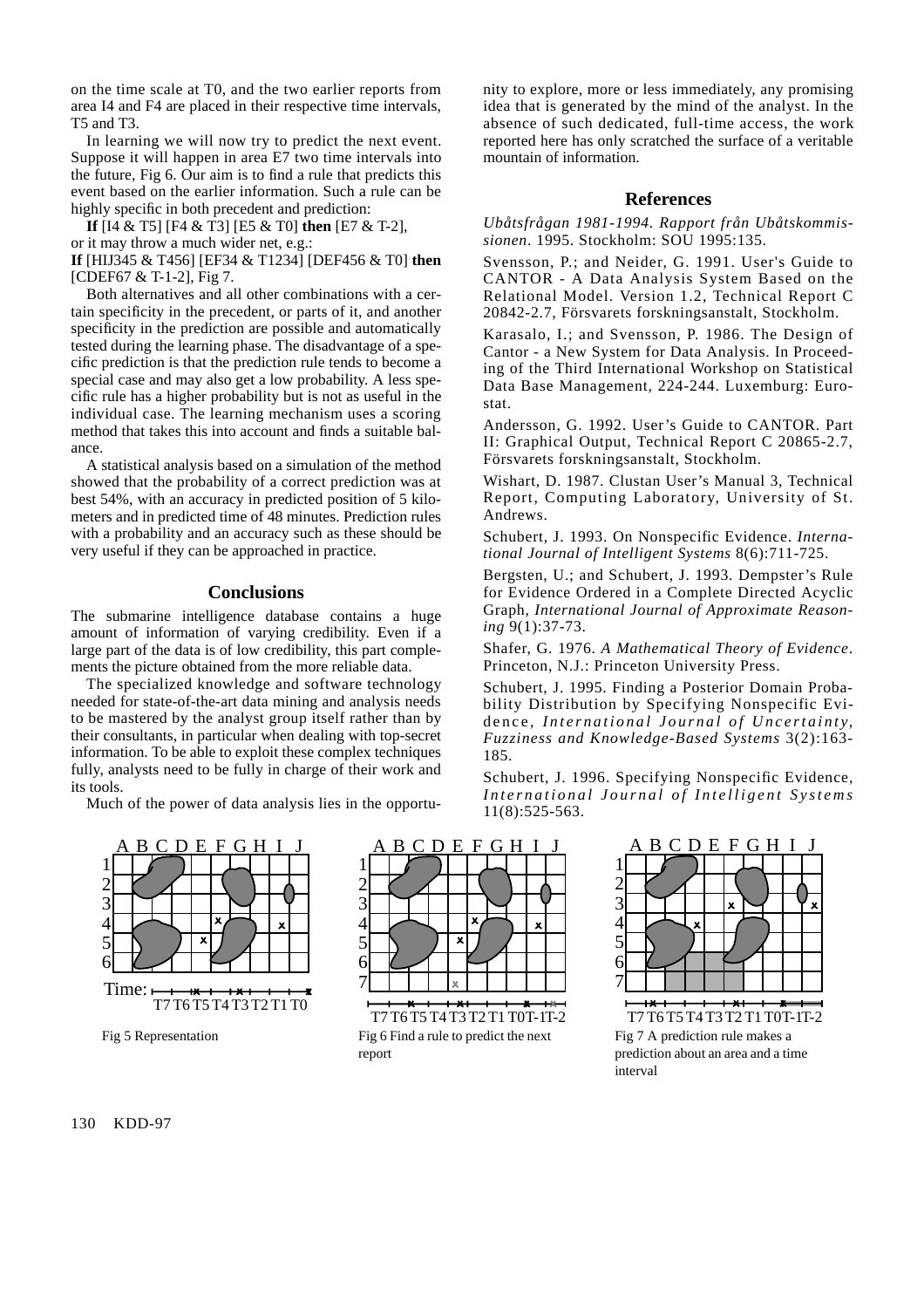on the time scale at T0, and the two earlier reports from area I4 and F4 are placed in their respective time intervals, T5 and T3.

In learning we will now try to predict the next event. Suppose it will happen in area E7 two time intervals into the future, Fig 6. Our aim is to find a rule that predicts this event based on the earlier information. Such a rule can be highly specific in both precedent and prediction:

**If** [I4 & T5] [F4 & T3] [E5 & T0] **then** [E7 & T-2],

or it may throw a much wider net, e.g.:

**If** [HIJ345 & T456] [EF34 & T1234] [DEF456 & T0] **then** [CDEF67 & T-1-2], Fig 7.

Both alternatives and all other combinations with a certain specificity in the precedent, or parts of it, and another specificity in the prediction are possible and automatically tested during the learning phase. The disadvantage of a specific prediction is that the prediction rule tends to become a special case and may also get a low probability. A less specific rule has a higher probability but is not as useful in the individual case. The learning mechanism uses a scoring method that takes this into account and finds a suitable balance.

A statistical analysis based on a simulation of the method showed that the probability of a correct prediction was at best 54%, with an accuracy in predicted position of 5 kilometers and in predicted time of 48 minutes. Prediction rules with a probability and an accuracy such as these should be very useful if they can be approached in practice.

## Conclusions

The submarine intelligence database contains a huge amount of information of varying credibility. Even if a large part of the data is of low credibility, this part complements the picture obtained from the more reliable data.

The specialized knowledge and software technology needed for state-of-the-art data mining and analysis needs to be mastered by the analyst group itself rather than by their consultants, in particular when dealing with top-secret information. To be able to exploit these complex techniques fully, analysts need to be fully in charge of their work and its tools.

Much of the power of data analysis lies in the opportunity to explore, more or less immediately, any promising idea that is generated by the mind of the analyst. In the absence of such dedicated, full-time access, the work reported here has only scratched the surface of a veritable mountain of information.

## References

*Ubåtsfrågan 1981-1994. Rapport från Ubåtskommissionen*. 1995. Stockholm: SOU 1995:135.

Svensson, P.; and Neider, G. 1991. User's Guide to CANTOR - A Data Analysis System Based on the Relational Model. Version 1.2, Technical Report C 20842-2.7, Försvarets forskningsanstalt, Stockholm.

Karasalo, I.; and Svensson, P. 1986. The Design of Cantor - a New System for Data Analysis. In Proceeding of the Third International Workshop on Statistical Data Base Management, 224-244. Luxemburg: Eurostat.

Andersson, G. 1992. User's Guide to CANTOR. Part II: Graphical Output, Technical Report C 20865-2.7, Försvarets forskningsanstalt, Stockholm.

Wishart, D. 1987. Clustan User's Manual 3, Technical Report, Computing Laboratory, University of St. Andrews.

Schubert, J. 1993. On Nonspecific Evidence. *International Journal of Intelligent Systems* 8(6):711-725.

Bergsten, U.; and Schubert, J. 1993. Dempster's Rule for Evidence Ordered in a Complete Directed Acyclic Graph, *International Journal of Approximate Reasoning* 9(1):37-73.

Shafer, G. 1976. *A Mathematical Theory of Evidence*. Princeton, N.J.: Princeton University Press.

Schubert, J. 1995. Finding a Posterior Domain Probability Distribution by Specifying Nonspecific Evidence, *International Journal of Uncertainty, Fuzziness and Knowledge-Based Systems* 3(2):163-185.

Schubert, J. 1996. Specifying Nonspecific Evidence, *International Journal of Intelligent Systems* 11(8):525-563.

A B C D E F G H I J
1
2
3
4
5
6
Time:
T7 T6 T5 T4 T3 T2 T1 T0

Fig 5 Representation

A B C D E F G H I J
1
2
3
4
5
6
7
T7 T6 T5 T4 T3 T2 T1 T0T-1T-2

Fig 6 Find a rule to predict the next report

A B C D E F G H I J
1
2
3
4
5
6
7
T7 T6 T5 T4 T3 T2 T1 T0T-1T-2

Fig 7 A prediction rule makes a prediction about an area and a time interval